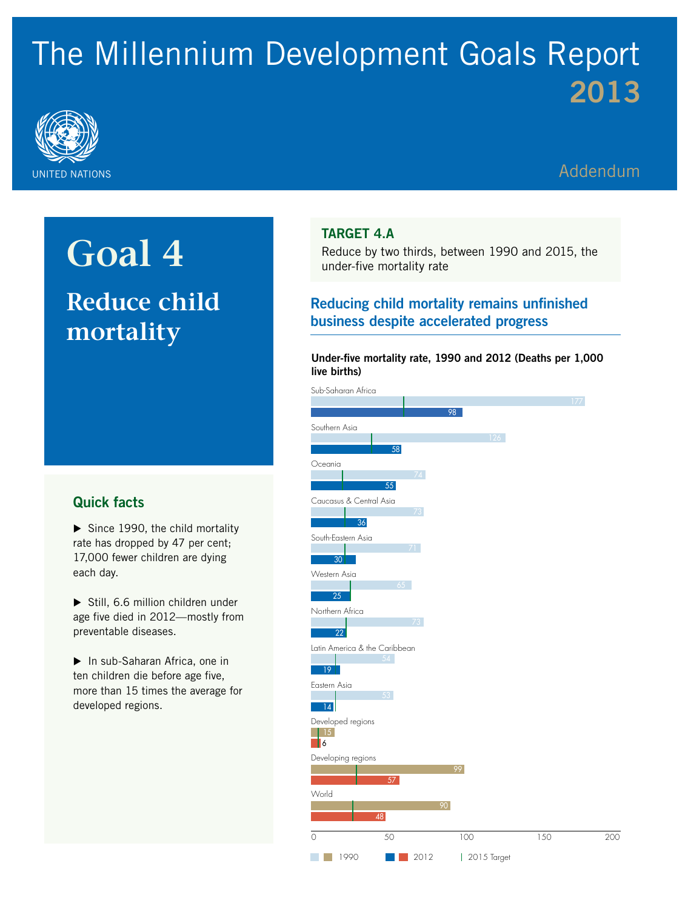# The Millennium Development Goals Report 2013

UNITED NATIONS

Addendum

# Goal 4

## Reduce child mortality

### Quick facts

- ▶ Since 1990, the child mortality rate has dropped by 47 per cent; 17,000 fewer children are dying each day.
- ▶ Still, 6.6 million children under age five died in 2012—mostly from preventable diseases.
- ▶ In sub-Saharan Africa, one in ten children die before age five, more than 15 times the average for developed regions.

### TARGET 4.A

Reduce by two thirds, between 1990 and 2015, the under-five mortality rate

## Reducing child mortality remains unfinished business despite accelerated progress

**Under-five mortality rate, 1990 and 2012 (Deaths per 1,000 live births)**

| Region | 1990 | 2012 |
|---|---|---|
| Sub-Saharan Africa | 177 | 98 |
| Southern Asia | 126 | 58 |
| Oceania | 74 | 55 |
| Caucasus & Central Asia | 73 | 36 |
| South-Eastern Asia | 71 | 30 |
| Western Asia | 65 | 25 |
| Northern Africa | 73 | 22 |
| Latin America & the Caribbean | 54 | 19 |
| Eastern Asia | 53 | 14 |
| Developed regions | 15 | 6 |
| Developing regions | 99 | 57 |
| World | 90 | 48 |

1990 | 2012 | 2015 Target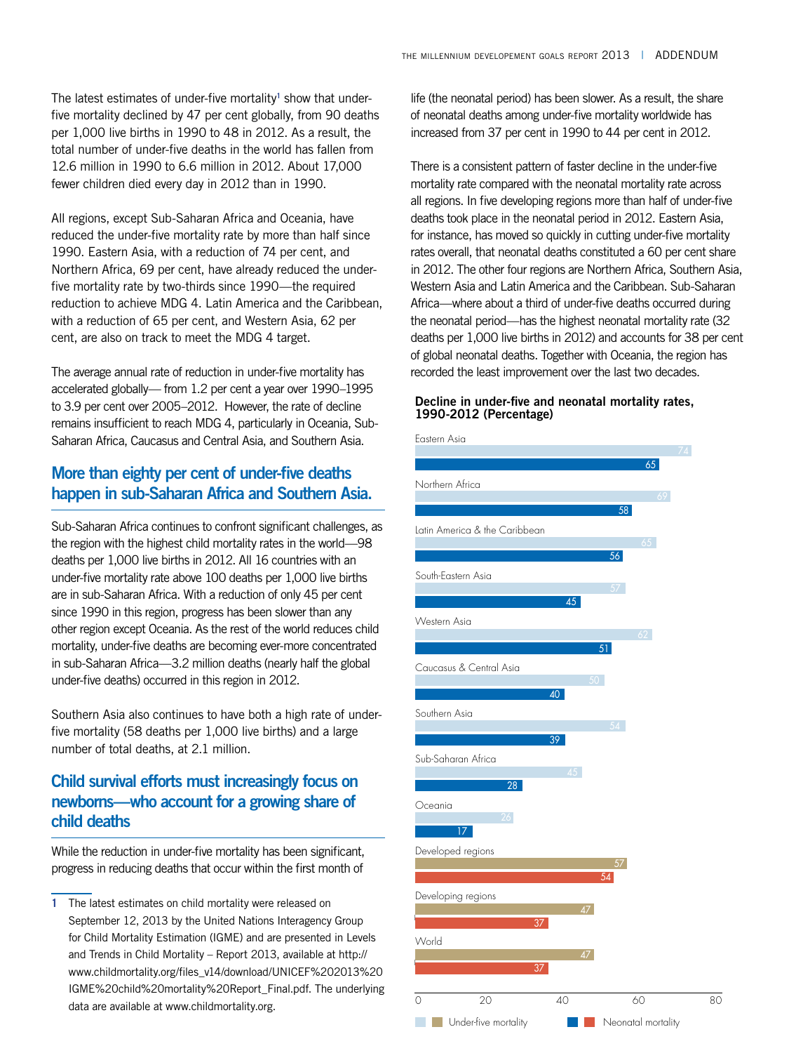The latest estimates of under-five mortality[1] show that under-five mortality declined by 47 per cent globally, from 90 deaths per 1,000 live births in 1990 to 48 in 2012. As a result, the total number of under-five deaths in the world has fallen from 12.6 million in 1990 to 6.6 million in 2012. About 17,000 fewer children died every day in 2012 than in 1990.

All regions, except Sub-Saharan Africa and Oceania, have reduced the under-five mortality rate by more than half since 1990. Eastern Asia, with a reduction of 74 per cent, and Northern Africa, 69 per cent, have already reduced the under-five mortality rate by two-thirds since 1990—the required reduction to achieve MDG 4. Latin America and the Caribbean, with a reduction of 65 per cent, and Western Asia, 62 per cent, are also on track to meet the MDG 4 target.

The average annual rate of reduction in under-five mortality has accelerated globally— from 1.2 per cent a year over 1990–1995 to 3.9 per cent over 2005–2012. However, the rate of decline remains insufficient to reach MDG 4, particularly in Oceania, Sub-Saharan Africa, Caucasus and Central Asia, and Southern Asia.

## More than eighty per cent of under-five deaths happen in sub-Saharan Africa and Southern Asia.

Sub-Saharan Africa continues to confront significant challenges, as the region with the highest child mortality rates in the world—98 deaths per 1,000 live births in 2012. All 16 countries with an under-five mortality rate above 100 deaths per 1,000 live births are in sub-Saharan Africa. With a reduction of only 45 per cent since 1990 in this region, progress has been slower than any other region except Oceania. As the rest of the world reduces child mortality, under-five deaths are becoming ever-more concentrated in sub-Saharan Africa—3.2 million deaths (nearly half the global under-five deaths) occurred in this region in 2012.

Southern Asia also continues to have both a high rate of under-five mortality (58 deaths per 1,000 live births) and a large number of total deaths, at 2.1 million.

## Child survival efforts must increasingly focus on newborns—who account for a growing share of child deaths

While the reduction in under-five mortality has been significant, progress in reducing deaths that occur within the first month of life (the neonatal period) has been slower. As a result, the share of neonatal deaths among under-five mortality worldwide has increased from 37 per cent in 1990 to 44 per cent in 2012.

There is a consistent pattern of faster decline in the under-five mortality rate compared with the neonatal mortality rate across all regions. In five developing regions more than half of under-five deaths took place in the neonatal period in 2012. Eastern Asia, for instance, has moved so quickly in cutting under-five mortality rates overall, that neonatal deaths constituted a 60 per cent share in 2012. The other four regions are Northern Africa, Southern Asia, Western Asia and Latin America and the Caribbean. Sub-Saharan Africa—where about a third of under-five deaths occurred during the neonatal period—has the highest neonatal mortality rate (32 deaths per 1,000 live births in 2012) and accounts for 38 per cent of global neonatal deaths. Together with Oceania, the region has recorded the least improvement over the last two decades.

**Decline in under-five and neonatal mortality rates, 1990-2012 (Percentage)**

Eastern Asia 74 65
Northern Africa 69 58
Latin America & the Caribbean 65 56
South-Eastern Asia 57 45
Western Asia 62 51
Caucasus & Central Asia 50 40
Southern Asia 54 39
Sub-Saharan Africa 45 28
Oceania 26 17
Developed regions 57 54
Developing regions 47 37
World 47 37

0 20 40 60 80

Under-five mortality   Neonatal mortality

---

1 The latest estimates on child mortality were released on September 12, 2013 by the United Nations Interagency Group for Child Mortality Estimation (IGME) and are presented in Levels and Trends in Child Mortality – Report 2013, available at http://www.childmortality.org/files_v14/download/UNICEF%202013%20IGME%20child%20mortality%20Report_Final.pdf. The underlying data are available at www.childmortality.org.